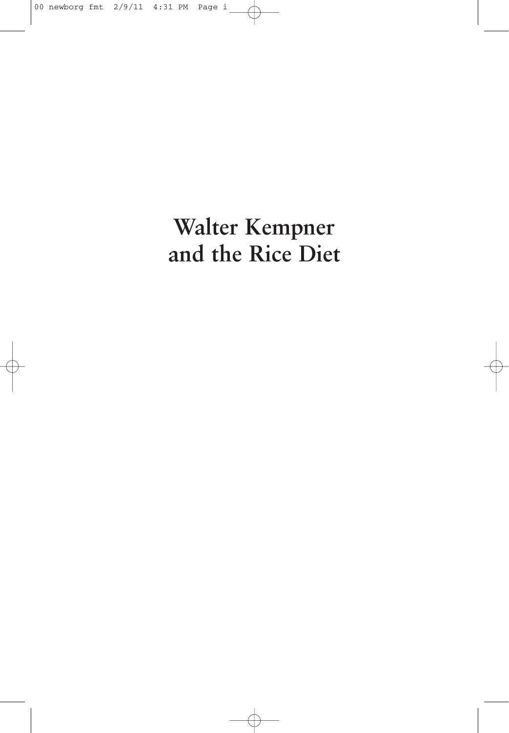# Walter Kempner and the Rice Diet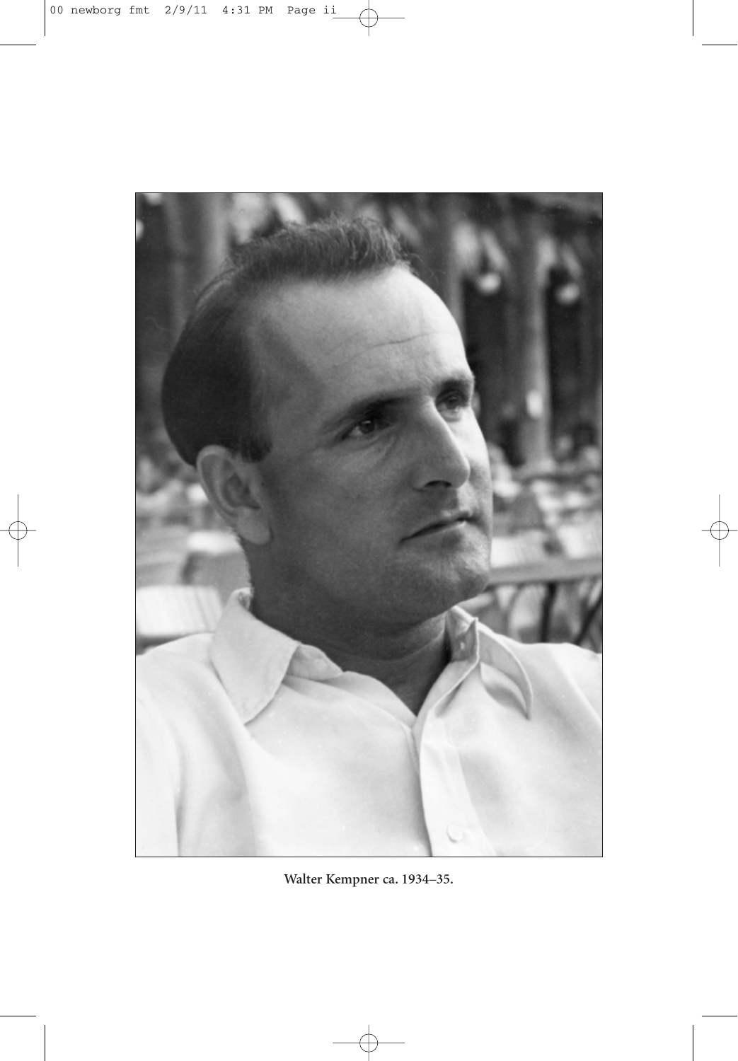Walter Kempner ca. 1934–35.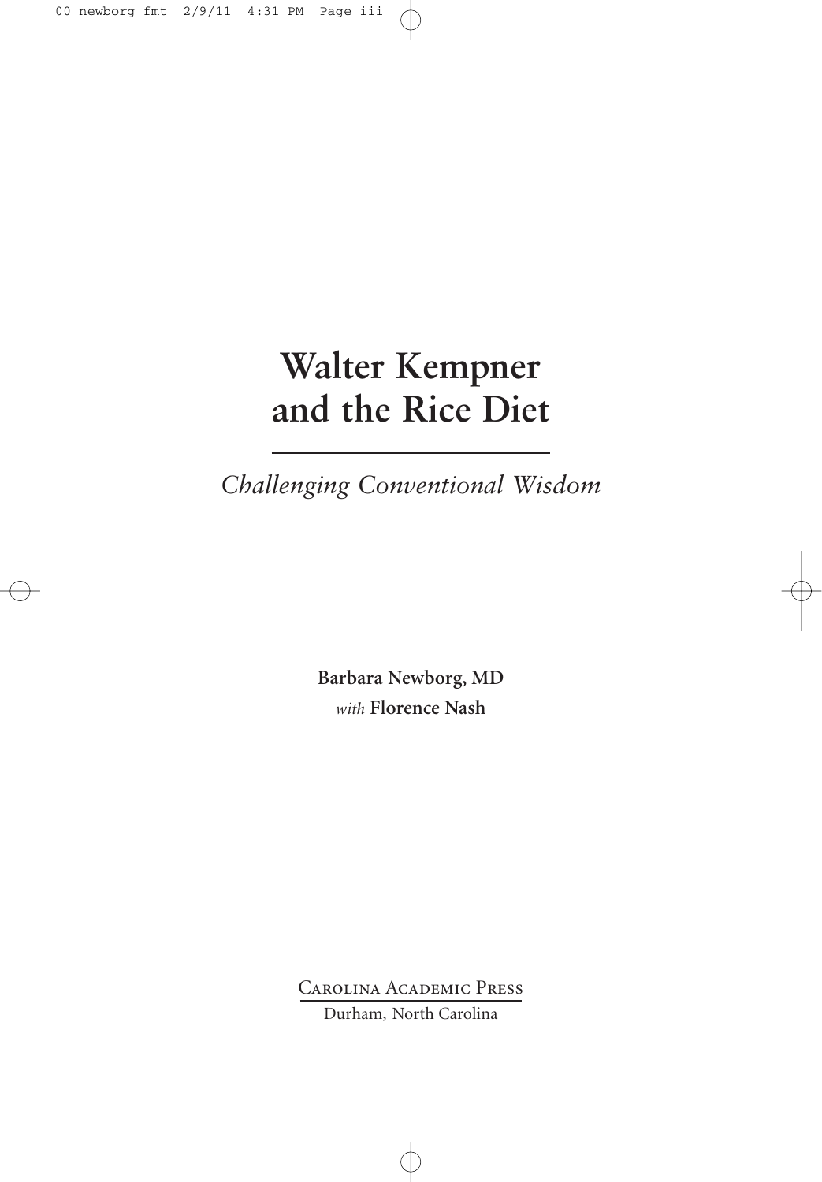# Walter Kempner and the Rice Diet

*Challenging Conventional Wisdom*

**Barbara Newborg, MD**
*with* **Florence Nash**

Carolina Academic Press
Durham, North Carolina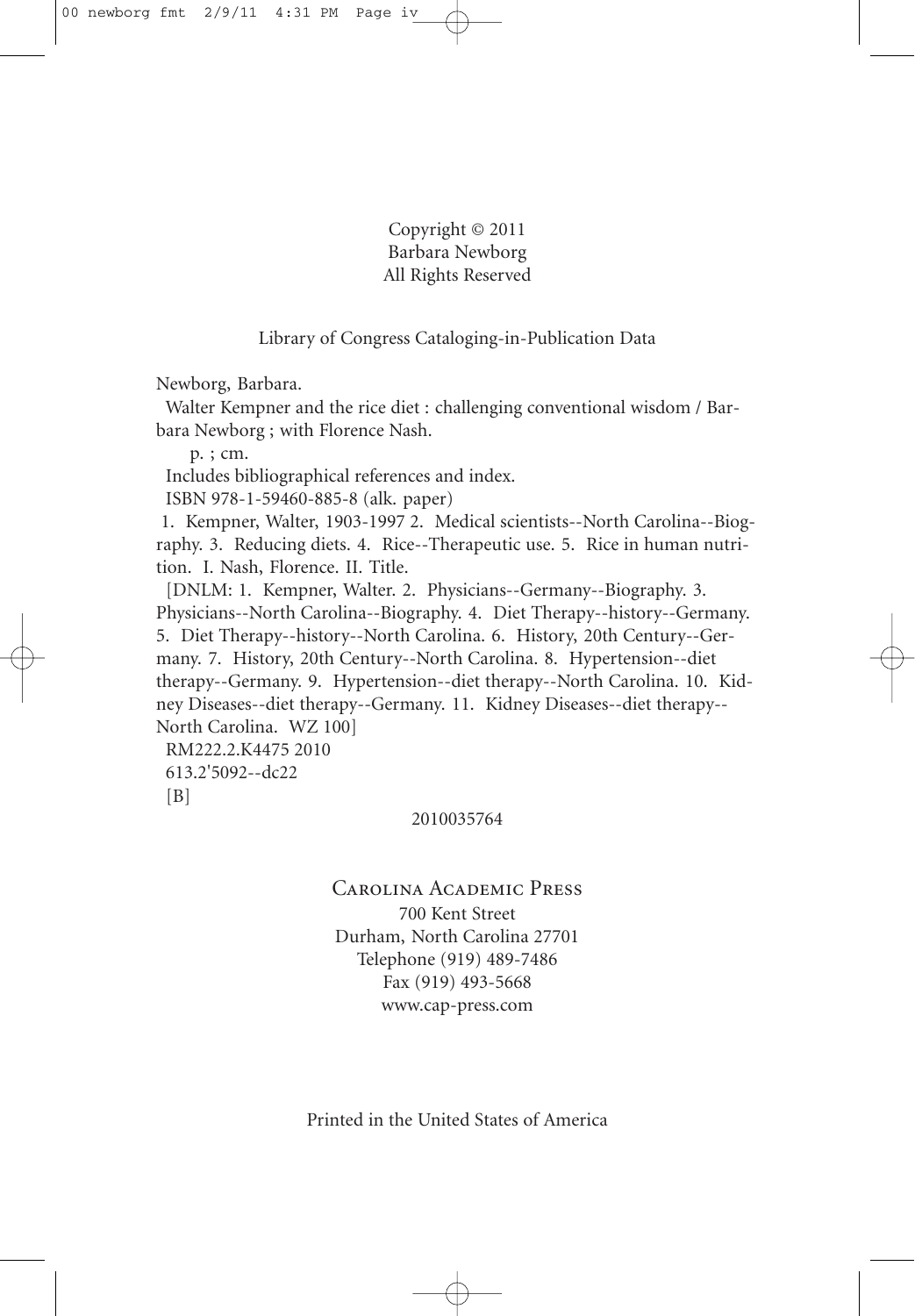Copyright © 2011
Barbara Newborg
All Rights Reserved

Library of Congress Cataloging-in-Publication Data

Newborg, Barbara.

Walter Kempner and the rice diet : challenging conventional wisdom / Barbara Newborg ; with Florence Nash.

p. ; cm.

Includes bibliographical references and index.

ISBN 978-1-59460-885-8 (alk. paper)

1. Kempner, Walter, 1903-1997 2. Medical scientists--North Carolina--Biography. 3. Reducing diets. 4. Rice--Therapeutic use. 5. Rice in human nutrition. I. Nash, Florence. II. Title.

[DNLM: 1. Kempner, Walter. 2. Physicians--Germany--Biography. 3. Physicians--North Carolina--Biography. 4. Diet Therapy--history--Germany. 5. Diet Therapy--history--North Carolina. 6. History, 20th Century--Germany. 7. History, 20th Century--North Carolina. 8. Hypertension--diet therapy--Germany. 9. Hypertension--diet therapy--North Carolina. 10. Kidney Diseases--diet therapy--Germany. 11. Kidney Diseases--diet therapy--North Carolina. WZ 100]

RM222.2.K4475 2010

613.2'5092--dc22

[B]

2010035764

Carolina Academic Press
700 Kent Street
Durham, North Carolina 27701
Telephone (919) 489-7486
Fax (919) 493-5668
www.cap-press.com

Printed in the United States of America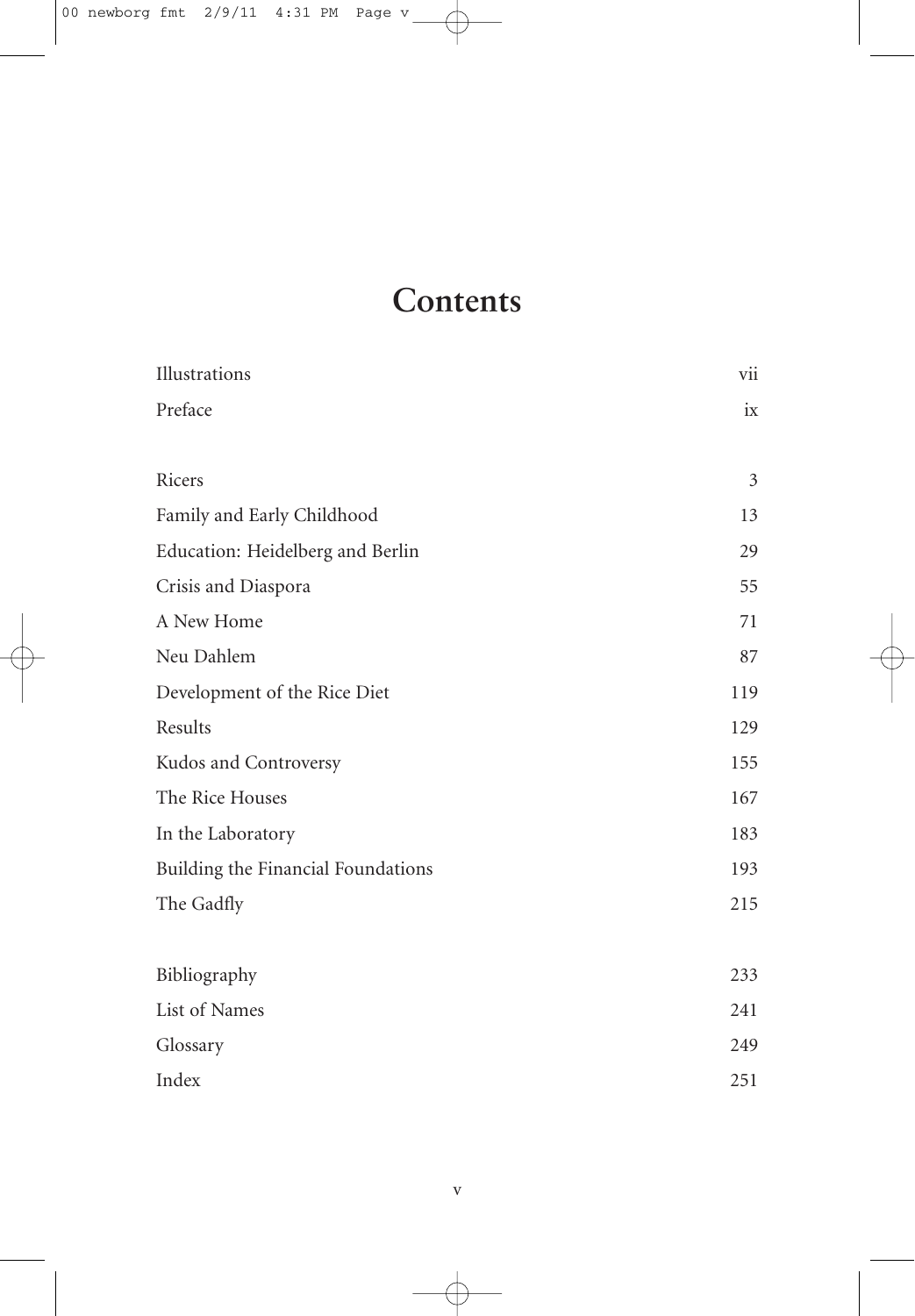# Contents

| | |
|---|---|
| Illustrations | vii |
| Preface | ix |
| | |
| Ricers | 3 |
| Family and Early Childhood | 13 |
| Education: Heidelberg and Berlin | 29 |
| Crisis and Diaspora | 55 |
| A New Home | 71 |
| Neu Dahlem | 87 |
| Development of the Rice Diet | 119 |
| Results | 129 |
| Kudos and Controversy | 155 |
| The Rice Houses | 167 |
| In the Laboratory | 183 |
| Building the Financial Foundations | 193 |
| The Gadfly | 215 |
| | |
| Bibliography | 233 |
| List of Names | 241 |
| Glossary | 249 |
| Index | 251 |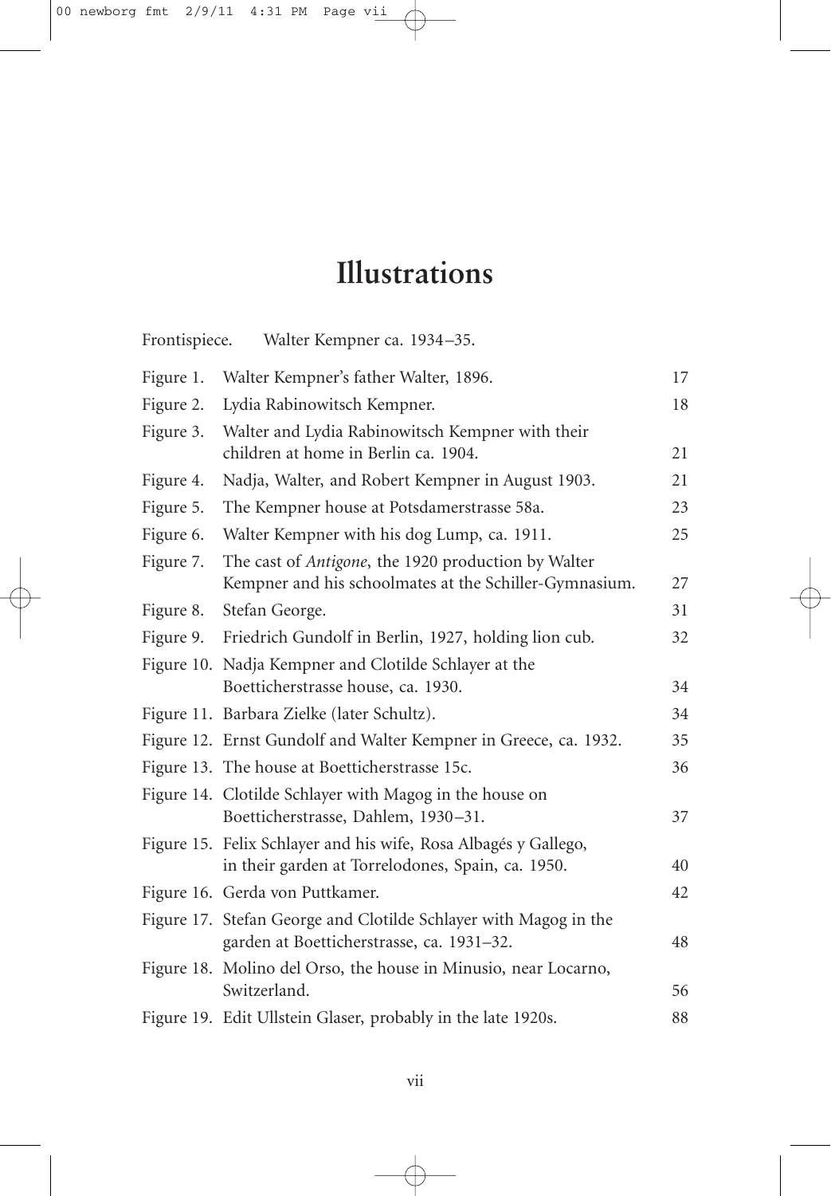# Illustrations

Frontispiece. Walter Kempner ca. 1934–35.

| | | |
|---|---|---|
| Figure 1. | Walter Kempner's father Walter, 1896. | 17 |
| Figure 2. | Lydia Rabinowitsch Kempner. | 18 |
| Figure 3. | Walter and Lydia Rabinowitsch Kempner with their children at home in Berlin ca. 1904. | 21 |
| Figure 4. | Nadja, Walter, and Robert Kempner in August 1903. | 21 |
| Figure 5. | The Kempner house at Potsdamerstrasse 58a. | 23 |
| Figure 6. | Walter Kempner with his dog Lump, ca. 1911. | 25 |
| Figure 7. | The cast of *Antigone*, the 1920 production by Walter Kempner and his schoolmates at the Schiller-Gymnasium. | 27 |
| Figure 8. | Stefan George. | 31 |
| Figure 9. | Friedrich Gundolf in Berlin, 1927, holding lion cub. | 32 |
| Figure 10. | Nadja Kempner and Clotilde Schlayer at the Boetticherstrasse house, ca. 1930. | 34 |
| Figure 11. | Barbara Zielke (later Schultz). | 34 |
| Figure 12. | Ernst Gundolf and Walter Kempner in Greece, ca. 1932. | 35 |
| Figure 13. | The house at Boetticherstrasse 15c. | 36 |
| Figure 14. | Clotilde Schlayer with Magog in the house on Boetticherstrasse, Dahlem, 1930–31. | 37 |
| Figure 15. | Felix Schlayer and his wife, Rosa Albagés y Gallego, in their garden at Torrelodones, Spain, ca. 1950. | 40 |
| Figure 16. | Gerda von Puttkamer. | 42 |
| Figure 17. | Stefan George and Clotilde Schlayer with Magog in the garden at Boetticherstrasse, ca. 1931–32. | 48 |
| Figure 18. | Molino del Orso, the house in Minusio, near Locarno, Switzerland. | 56 |
| Figure 19. | Edit Ullstein Glaser, probably in the late 1920s. | 88 |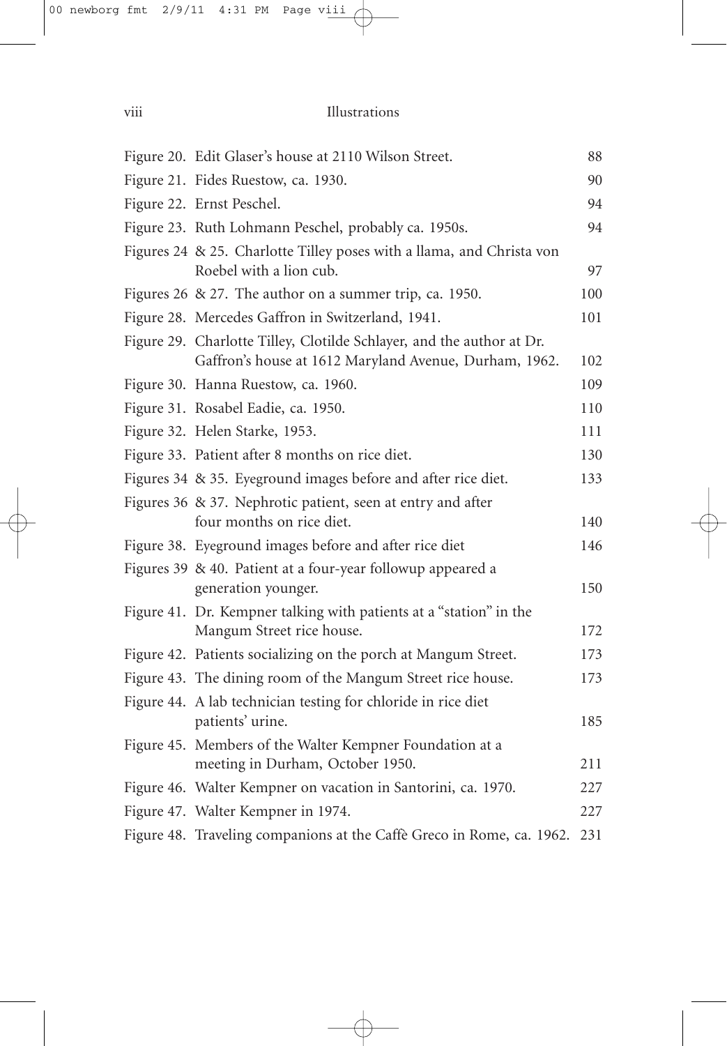| | |
|---|---|
| Figure 20. Edit Glaser's house at 2110 Wilson Street. | 88 |
| Figure 21. Fides Ruestow, ca. 1930. | 90 |
| Figure 22. Ernst Peschel. | 94 |
| Figure 23. Ruth Lohmann Peschel, probably ca. 1950s. | 94 |
| Figures 24 & 25. Charlotte Tilley poses with a llama, and Christa von Roebel with a lion cub. | 97 |
| Figures 26 & 27. The author on a summer trip, ca. 1950. | 100 |
| Figure 28. Mercedes Gaffron in Switzerland, 1941. | 101 |
| Figure 29. Charlotte Tilley, Clotilde Schlayer, and the author at Dr. Gaffron's house at 1612 Maryland Avenue, Durham, 1962. | 102 |
| Figure 30. Hanna Ruestow, ca. 1960. | 109 |
| Figure 31. Rosabel Eadie, ca. 1950. | 110 |
| Figure 32. Helen Starke, 1953. | 111 |
| Figure 33. Patient after 8 months on rice diet. | 130 |
| Figures 34 & 35. Eyeground images before and after rice diet. | 133 |
| Figures 36 & 37. Nephrotic patient, seen at entry and after four months on rice diet. | 140 |
| Figure 38. Eyeground images before and after rice diet | 146 |
| Figures 39 & 40. Patient at a four-year followup appeared a generation younger. | 150 |
| Figure 41. Dr. Kempner talking with patients at a "station" in the Mangum Street rice house. | 172 |
| Figure 42. Patients socializing on the porch at Mangum Street. | 173 |
| Figure 43. The dining room of the Mangum Street rice house. | 173 |
| Figure 44. A lab technician testing for chloride in rice diet patients' urine. | 185 |
| Figure 45. Members of the Walter Kempner Foundation at a meeting in Durham, October 1950. | 211 |
| Figure 46. Walter Kempner on vacation in Santorini, ca. 1970. | 227 |
| Figure 47. Walter Kempner in 1974. | 227 |
| Figure 48. Traveling companions at the Caffè Greco in Rome, ca. 1962. | 231 |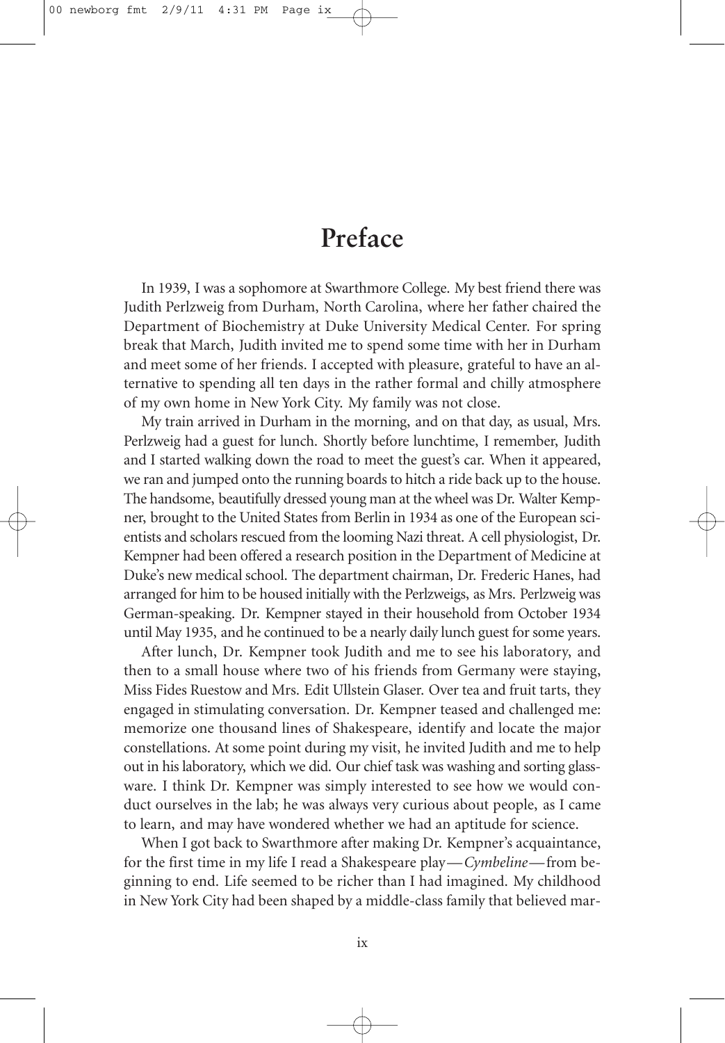# Preface

In 1939, I was a sophomore at Swarthmore College. My best friend there was Judith Perlzweig from Durham, North Carolina, where her father chaired the Department of Biochemistry at Duke University Medical Center. For spring break that March, Judith invited me to spend some time with her in Durham and meet some of her friends. I accepted with pleasure, grateful to have an alternative to spending all ten days in the rather formal and chilly atmosphere of my own home in New York City. My family was not close.

My train arrived in Durham in the morning, and on that day, as usual, Mrs. Perlzweig had a guest for lunch. Shortly before lunchtime, I remember, Judith and I started walking down the road to meet the guest's car. When it appeared, we ran and jumped onto the running boards to hitch a ride back up to the house. The handsome, beautifully dressed young man at the wheel was Dr. Walter Kempner, brought to the United States from Berlin in 1934 as one of the European scientists and scholars rescued from the looming Nazi threat. A cell physiologist, Dr. Kempner had been offered a research position in the Department of Medicine at Duke's new medical school. The department chairman, Dr. Frederic Hanes, had arranged for him to be housed initially with the Perlzweigs, as Mrs. Perlzweig was German-speaking. Dr. Kempner stayed in their household from October 1934 until May 1935, and he continued to be a nearly daily lunch guest for some years.

After lunch, Dr. Kempner took Judith and me to see his laboratory, and then to a small house where two of his friends from Germany were staying, Miss Fides Ruestow and Mrs. Edit Ullstein Glaser. Over tea and fruit tarts, they engaged in stimulating conversation. Dr. Kempner teased and challenged me: memorize one thousand lines of Shakespeare, identify and locate the major constellations. At some point during my visit, he invited Judith and me to help out in his laboratory, which we did. Our chief task was washing and sorting glassware. I think Dr. Kempner was simply interested to see how we would conduct ourselves in the lab; he was always very curious about people, as I came to learn, and may have wondered whether we had an aptitude for science.

When I got back to Swarthmore after making Dr. Kempner's acquaintance, for the first time in my life I read a Shakespeare play—*Cymbeline*—from beginning to end. Life seemed to be richer than I had imagined. My childhood in New York City had been shaped by a middle-class family that believed mar-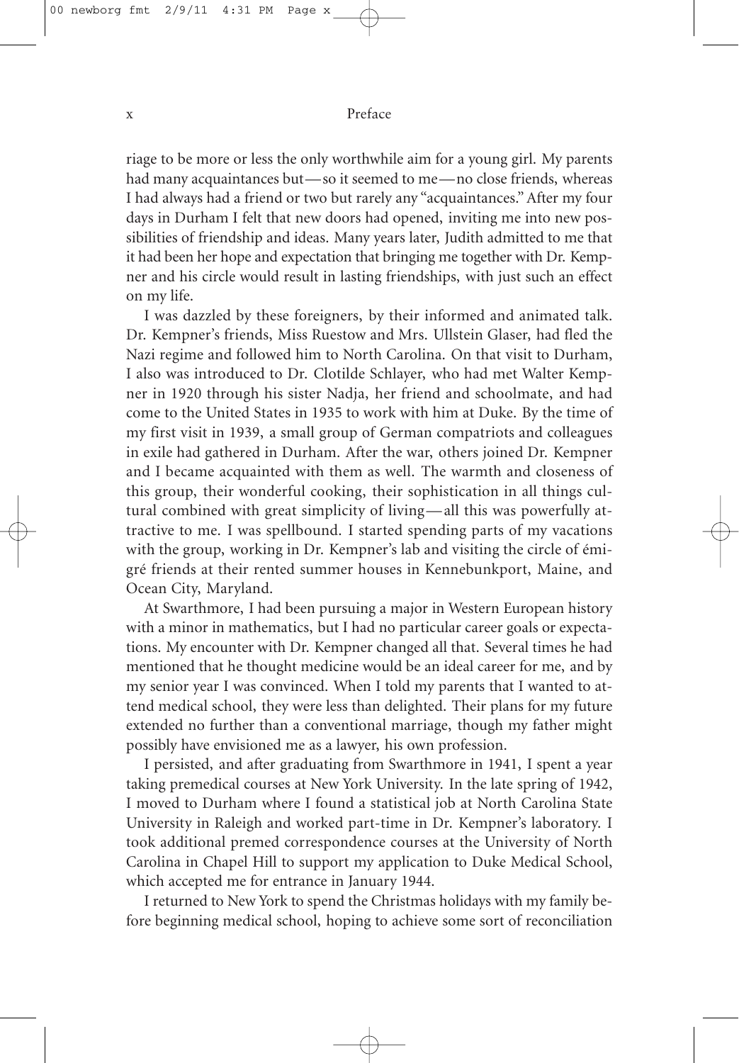riage to be more or less the only worthwhile aim for a young girl. My parents had many acquaintances but—so it seemed to me—no close friends, whereas I had always had a friend or two but rarely any "acquaintances." After my four days in Durham I felt that new doors had opened, inviting me into new possibilities of friendship and ideas. Many years later, Judith admitted to me that it had been her hope and expectation that bringing me together with Dr. Kempner and his circle would result in lasting friendships, with just such an effect on my life.

I was dazzled by these foreigners, by their informed and animated talk. Dr. Kempner's friends, Miss Ruestow and Mrs. Ullstein Glaser, had fled the Nazi regime and followed him to North Carolina. On that visit to Durham, I also was introduced to Dr. Clotilde Schlayer, who had met Walter Kempner in 1920 through his sister Nadja, her friend and schoolmate, and had come to the United States in 1935 to work with him at Duke. By the time of my first visit in 1939, a small group of German compatriots and colleagues in exile had gathered in Durham. After the war, others joined Dr. Kempner and I became acquainted with them as well. The warmth and closeness of this group, their wonderful cooking, their sophistication in all things cultural combined with great simplicity of living—all this was powerfully attractive to me. I was spellbound. I started spending parts of my vacations with the group, working in Dr. Kempner's lab and visiting the circle of émigré friends at their rented summer houses in Kennebunkport, Maine, and Ocean City, Maryland.

At Swarthmore, I had been pursuing a major in Western European history with a minor in mathematics, but I had no particular career goals or expectations. My encounter with Dr. Kempner changed all that. Several times he had mentioned that he thought medicine would be an ideal career for me, and by my senior year I was convinced. When I told my parents that I wanted to attend medical school, they were less than delighted. Their plans for my future extended no further than a conventional marriage, though my father might possibly have envisioned me as a lawyer, his own profession.

I persisted, and after graduating from Swarthmore in 1941, I spent a year taking premedical courses at New York University. In the late spring of 1942, I moved to Durham where I found a statistical job at North Carolina State University in Raleigh and worked part-time in Dr. Kempner's laboratory. I took additional premed correspondence courses at the University of North Carolina in Chapel Hill to support my application to Duke Medical School, which accepted me for entrance in January 1944.

I returned to New York to spend the Christmas holidays with my family before beginning medical school, hoping to achieve some sort of reconciliation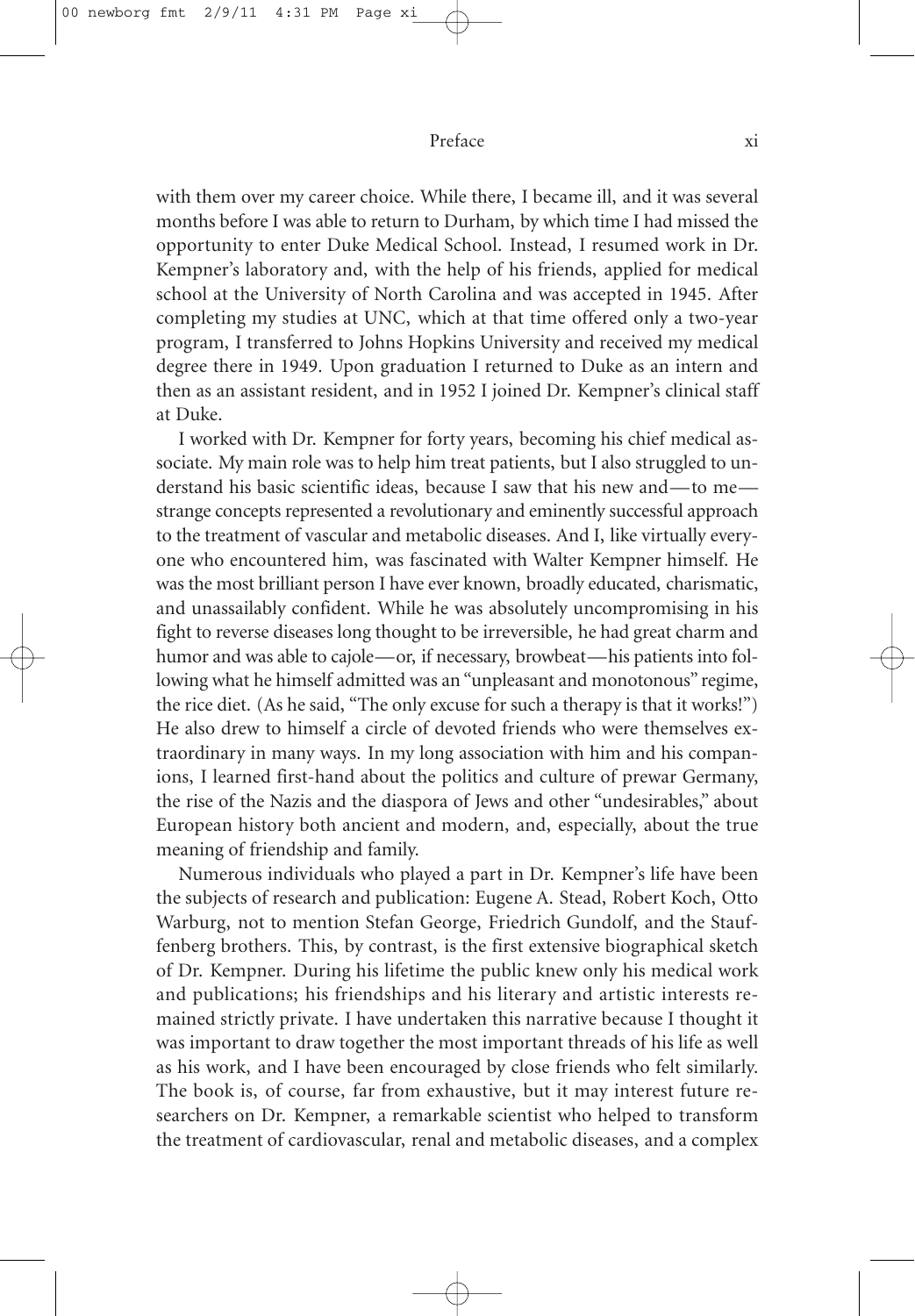with them over my career choice. While there, I became ill, and it was several months before I was able to return to Durham, by which time I had missed the opportunity to enter Duke Medical School. Instead, I resumed work in Dr. Kempner's laboratory and, with the help of his friends, applied for medical school at the University of North Carolina and was accepted in 1945. After completing my studies at UNC, which at that time offered only a two-year program, I transferred to Johns Hopkins University and received my medical degree there in 1949. Upon graduation I returned to Duke as an intern and then as an assistant resident, and in 1952 I joined Dr. Kempner's clinical staff at Duke.

I worked with Dr. Kempner for forty years, becoming his chief medical associate. My main role was to help him treat patients, but I also struggled to understand his basic scientific ideas, because I saw that his new and—to me—strange concepts represented a revolutionary and eminently successful approach to the treatment of vascular and metabolic diseases. And I, like virtually everyone who encountered him, was fascinated with Walter Kempner himself. He was the most brilliant person I have ever known, broadly educated, charismatic, and unassailably confident. While he was absolutely uncompromising in his fight to reverse diseases long thought to be irreversible, he had great charm and humor and was able to cajole—or, if necessary, browbeat—his patients into following what he himself admitted was an "unpleasant and monotonous" regime, the rice diet. (As he said, "The only excuse for such a therapy is that it works!") He also drew to himself a circle of devoted friends who were themselves extraordinary in many ways. In my long association with him and his companions, I learned first-hand about the politics and culture of prewar Germany, the rise of the Nazis and the diaspora of Jews and other "undesirables," about European history both ancient and modern, and, especially, about the true meaning of friendship and family.

Numerous individuals who played a part in Dr. Kempner's life have been the subjects of research and publication: Eugene A. Stead, Robert Koch, Otto Warburg, not to mention Stefan George, Friedrich Gundolf, and the Stauffenberg brothers. This, by contrast, is the first extensive biographical sketch of Dr. Kempner. During his lifetime the public knew only his medical work and publications; his friendships and his literary and artistic interests remained strictly private. I have undertaken this narrative because I thought it was important to draw together the most important threads of his life as well as his work, and I have been encouraged by close friends who felt similarly. The book is, of course, far from exhaustive, but it may interest future researchers on Dr. Kempner, a remarkable scientist who helped to transform the treatment of cardiovascular, renal and metabolic diseases, and a complex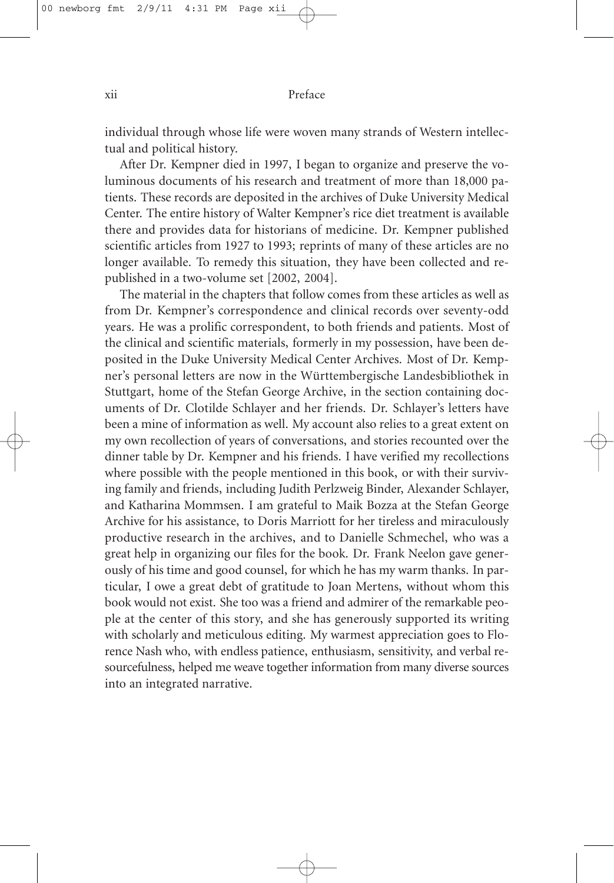individual through whose life were woven many strands of Western intellectual and political history.

After Dr. Kempner died in 1997, I began to organize and preserve the voluminous documents of his research and treatment of more than 18,000 patients. These records are deposited in the archives of Duke University Medical Center. The entire history of Walter Kempner's rice diet treatment is available there and provides data for historians of medicine. Dr. Kempner published scientific articles from 1927 to 1993; reprints of many of these articles are no longer available. To remedy this situation, they have been collected and republished in a two-volume set [2002, 2004].

The material in the chapters that follow comes from these articles as well as from Dr. Kempner's correspondence and clinical records over seventy-odd years. He was a prolific correspondent, to both friends and patients. Most of the clinical and scientific materials, formerly in my possession, have been deposited in the Duke University Medical Center Archives. Most of Dr. Kempner's personal letters are now in the Württembergische Landesbibliothek in Stuttgart, home of the Stefan George Archive, in the section containing documents of Dr. Clotilde Schlayer and her friends. Dr. Schlayer's letters have been a mine of information as well. My account also relies to a great extent on my own recollection of years of conversations, and stories recounted over the dinner table by Dr. Kempner and his friends. I have verified my recollections where possible with the people mentioned in this book, or with their surviving family and friends, including Judith Perlzweig Binder, Alexander Schlayer, and Katharina Mommsen. I am grateful to Maik Bozza at the Stefan George Archive for his assistance, to Doris Marriott for her tireless and miraculously productive research in the archives, and to Danielle Schmechel, who was a great help in organizing our files for the book. Dr. Frank Neelon gave generously of his time and good counsel, for which he has my warm thanks. In particular, I owe a great debt of gratitude to Joan Mertens, without whom this book would not exist. She too was a friend and admirer of the remarkable people at the center of this story, and she has generously supported its writing with scholarly and meticulous editing. My warmest appreciation goes to Florence Nash who, with endless patience, enthusiasm, sensitivity, and verbal resourcefulness, helped me weave together information from many diverse sources into an integrated narrative.